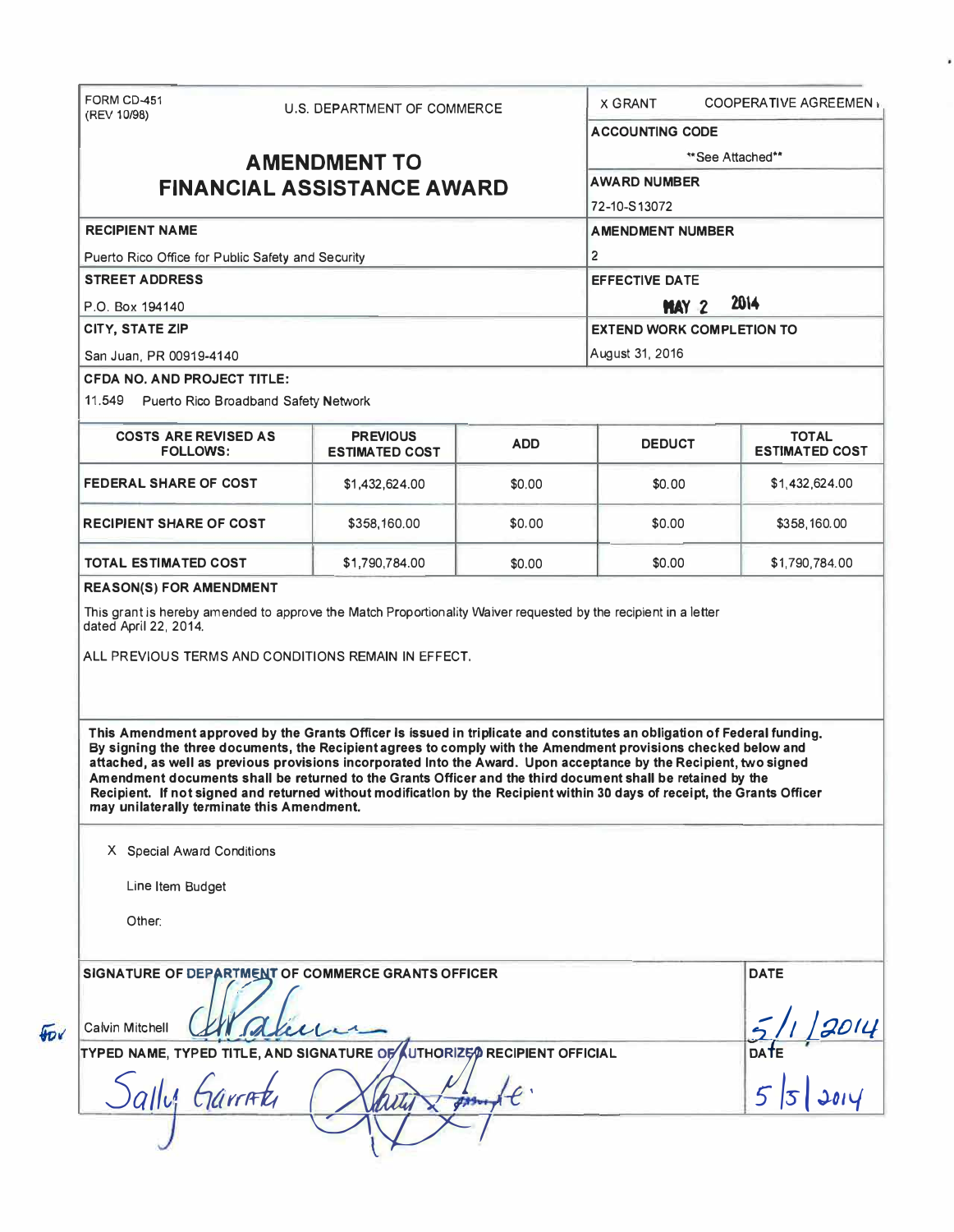FORM CD-451
(REV 10/98)

U.S. DEPARTMENT OF COMMERCE

# AMENDMENT TO FINANCIAL ASSISTANCE AWARD

X GRANT     COOPERATIVE AGREEMENT

**ACCOUNTING CODE**

**See Attached**

**AWARD NUMBER**

72-10-S13072

**RECIPIENT NAME**

Puerto Rico Office for Public Safety and Security

**AMENDMENT NUMBER**

2

**STREET ADDRESS**

P.O. Box 194140

**EFFECTIVE DATE**

MAY 2 2014

**CITY, STATE ZIP**

San Juan, PR 00919-4140

**EXTEND WORK COMPLETION TO**

August 31, 2016

**CFDA NO. AND PROJECT TITLE:**

11.549 Puerto Rico Broadband Safety Network

| COSTS ARE REVISED AS FOLLOWS: | PREVIOUS ESTIMATED COST | ADD | DEDUCT | TOTAL ESTIMATED COST |
|---|---|---|---|---|
| FEDERAL SHARE OF COST | $1,432,624.00 | $0.00 | $0.00 | $1,432,624.00 |
| RECIPIENT SHARE OF COST | $358,160.00 | $0.00 | $0.00 | $358,160.00 |
| TOTAL ESTIMATED COST | $1,790,784.00 | $0.00 | $0.00 | $1,790,784.00 |

**REASON(S) FOR AMENDMENT**

This grant is hereby amended to approve the Match Proportionality Waiver requested by the recipient in a letter dated April 22, 2014.

ALL PREVIOUS TERMS AND CONDITIONS REMAIN IN EFFECT.

**This Amendment approved by the Grants Officer is issued in triplicate and constitutes an obligation of Federal funding. By signing the three documents, the Recipient agrees to comply with the Amendment provisions checked below and attached, as well as previous provisions incorporated into the Award. Upon acceptance by the Recipient, two signed Amendment documents shall be returned to the Grants Officer and the third document shall be retained by the Recipient. If not signed and returned without modification by the Recipient within 30 days of receipt, the Grants Officer may unilaterally terminate this Amendment.**

X Special Award Conditions

Line Item Budget

Other:

**SIGNATURE OF DEPARTMENT OF COMMERCE GRANTS OFFICER**

for Calvin Mitchell

**DATE**

5/1/2014

**TYPED NAME, TYPED TITLE, AND SIGNATURE OF AUTHORIZED RECIPIENT OFFICIAL**

Sally Garrett

**DATE**

5/5/2014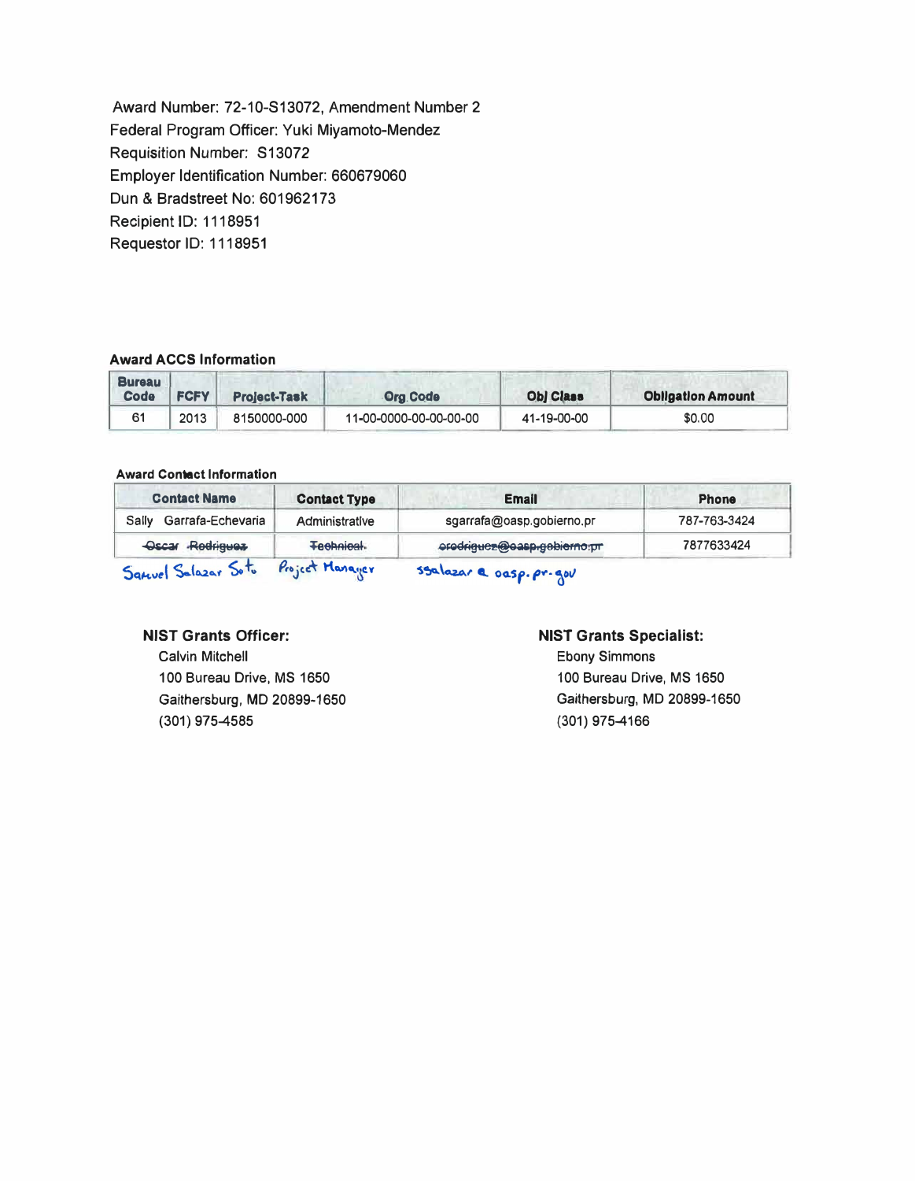Award Number: 72-10-S13072, Amendment Number 2
Federal Program Officer: Yuki Miyamoto-Mendez
Requisition Number: S13072
Employer Identification Number: 660679060
Dun & Bradstreet No: 601962173
Recipient ID: 1118951
Requestor ID: 1118951

**Award ACCS Information**

| Bureau Code | FCFY | Project-Task | Org Code | Obj Class | Obligation Amount |
|---|---|---|---|---|---|
| 61 | 2013 | 8150000-000 | 11-00-0000-00-00-00-00 | 41-19-00-00 | $0.00 |

**Award Contact Information**

| Contact Name | Contact Type | Email | Phone |
|---|---|---|---|
| Sally Garrafa-Echevaria | Administrative | sgarrafa@oasp.gobierno.pr | 787-763-3424 |
| ~~Oscar Rodriguez~~ | ~~Technical~~ | ~~orodriguez@oasp.gobierno.pr~~ | 7877633424 |
| Samuel Salazar Soto | Project Manager | ssalazar@oasp.pr.gov | |

**NIST Grants Officer:**
Calvin Mitchell
100 Bureau Drive, MS 1650
Gaithersburg, MD 20899-1650
(301) 975-4585

**NIST Grants Specialist:**
Ebony Simmons
100 Bureau Drive, MS 1650
Gaithersburg, MD 20899-1650
(301) 975-4166